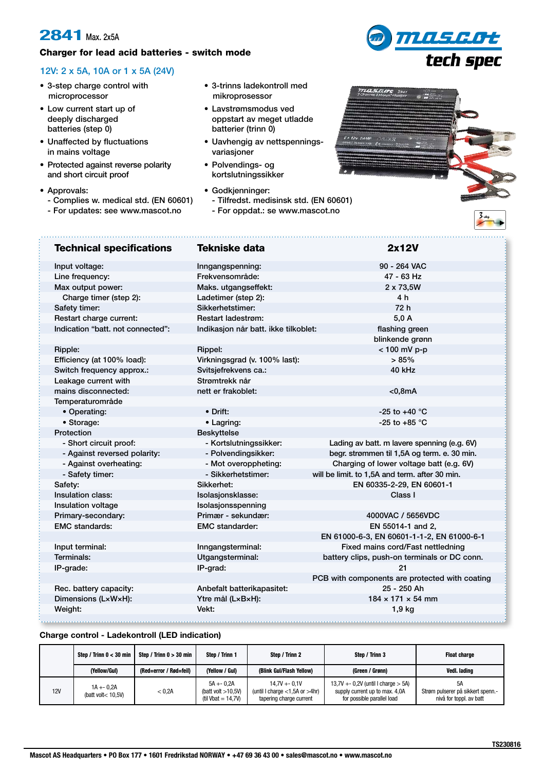# 2841 Max. 2x5A

**Charger for lead acid batteries - switch mode**

12V: 2 x 5A, 10A or 1 x 5A (24V)

mascot tech spec

- 3-step charge control with microprocessor
- Low current start up of deeply discharged batteries (step 0)
- Unaffected by fluctuations in mains voltage
- Protected against reverse polarity and short circuit proof
- Approvals:
  - Complies w. medical std. (EN 60601)
  - For updates: see www.mascot.no

- 3-trinns ladekontroll med mikroprosessor
- Lavstrømsmodus ved oppstart av meget utladde batterier (trinn 0)
- Uavhengig av nettspennings-variasjoner
- Polvendings- og kortslutningssikker
- Godkjenninger:
  - Tilfredst. medisinsk std. (EN 60601)
  - For oppdat.: se www.mascot.no

| Technical specifications | Tekniske data | 2x12V |
|---|---|---|
| Input voltage: | Inngangspenning: | 90 - 264 VAC |
| Line frequency: | Frekvensområde: | 47 - 63 Hz |
| Max output power: | Maks. utgangseffekt: | 2 x 73,5W |
| Charge timer (step 2): | Ladetimer (step 2): | 4 h |
| Safety timer: | Sikkerhetstimer: | 72 h |
| Restart charge current: | Restart ladestrøm: | 5,0 A |
| Indication "batt. not connected": | Indikasjon når batt. ikke tilkoblet: | flashing green |
| | | blinkende grønn |
| Ripple: | Rippel: | < 100 mV p-p |
| Efficiency (at 100% load): | Virkningsgrad (v. 100% last): | > 85% |
| Switch frequency approx.: | Svitsjefrekvens ca.: | 40 kHz |
| Leakage current with | Strømtrekk når | |
| mains disconnected: | nett er frakoblet: | <0,8mA |
| Temperaturområde | | |
| • Operating: | • Drift: | -25 to +40 °C |
| • Storage: | • Lagring: | -25 to +85 °C |
| Protection | Beskyttelse | |
| - Short circuit proof: | - Kortslutningssikker: | Lading av batt. m lavere spenning (e.g. 6V) |
| - Against reversed polarity: | - Polvendingsikker: | begr. strømmen til 1,5A og term. e. 30 min. |
| - Against overheating: | - Mot overoppheting: | Charging of lower voltage batt (e.g. 6V) |
| - Safety timer: | - Sikkerhetstimer: | will be limit. to 1,5A and term. after 30 min. |
| Safety: | Sikkerhet: | EN 60335-2-29, EN 60601-1 |
| Insulation class: | Isolasjonsklasse: | Class I |
| Insulation voltage | Isolasjonsspenning | |
| Primary-secondary: | Primær - sekundær: | 4000VAC / 5656VDC |
| EMC standards: | EMC standarder: | EN 55014-1 and 2, |
| | | EN 61000-6-3, EN 60601-1-1-2, EN 61000-6-1 |
| Input terminal: | Inngangsterminal: | Fixed mains cord/Fast nettledning |
| Terminals: | Utgangsterminal: | battery clips, push-on terminals or DC conn. |
| IP-grade: | IP-grad: | 21 |
| | | PCB with components are protected with coating |
| Rec. battery capacity: | Anbefalt batterikapasitet: | 25 - 250 Ah |
| Dimensions (LxWxH): | Ytre mål (LxBxH): | 184 x 171 x 54 mm |
| Weight: | Vekt: | 1,9 kg |

**Charge control - Ladekontroll (LED indication)**

| | Step / Trinn 0 < 30 min | Step / Trinn 0 > 30 min | Step / Trinn 1 | Step / Trinn 2 | Step / Trinn 3 | Float charge |
|---|---|---|---|---|---|---|
| | (Yellow/Gul) | (Red=error / Rød=feil) | (Yellow / Gul) | (Blink Gul/Flash Yellow) | (Green / Grønn) | Vedl. lading |
| 12V | 1A +- 0,2A (batt volt< 10,5V) | < 0,2A | 5A +- 0,2A (batt volt >10,5V) (til Vbat = 14,7V) | 14,7V +- 0,1V (until I charge <1,5A or >4hr) tapering charge current | 13,7V +- 0,2V (until I charge > 5A) supply current up to max. 4,0A for possible parallel load | 5A Strøm pulserer på sikkert spenn.-nivå for toppl. av batt |

TS230816

Mascot AS Headquarters • PO Box 177 • 1601 Fredrikstad NORWAY • +47 69 36 43 00 • sales@mascot.no • www.mascot.no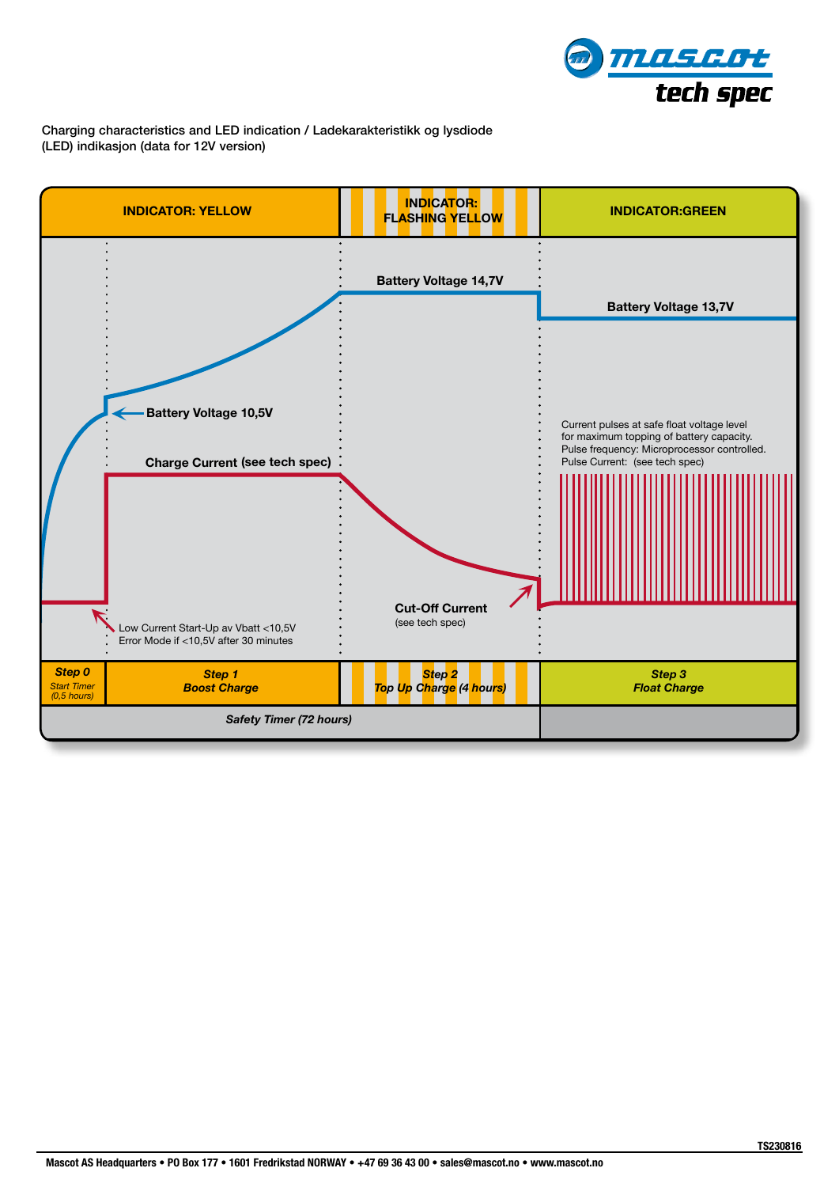mascot tech spec

Charging characteristics and LED indication / Ladekarakteristikk og lysdiode (LED) indikasjon (data for 12V version)

INDICATOR: YELLOW

INDICATOR: FLASHING YELLOW

INDICATOR:GREEN

Battery Voltage 14,7V

Battery Voltage 13,7V

Battery Voltage 10,5V

Charge Current (see tech spec)

Current pulses at safe float voltage level for maximum topping of battery capacity. Pulse frequency: Microprocessor controlled. Pulse Current: (see tech spec)

Cut-Off Current (see tech spec)

Low Current Start-Up av Vbatt <10,5V
Error Mode if <10,5V after 30 minutes

*Step 0*
*Start Timer (0,5 hours)*

*Step 1*
*Boost Charge*

*Step 2*
*Top Up Charge (4 hours)*

*Step 3*
*Float Charge*

*Safety Timer (72 hours)*

TS230816

Mascot AS Headquarters • PO Box 177 • 1601 Fredrikstad NORWAY • +47 69 36 43 00 • sales@mascot.no • www.mascot.no